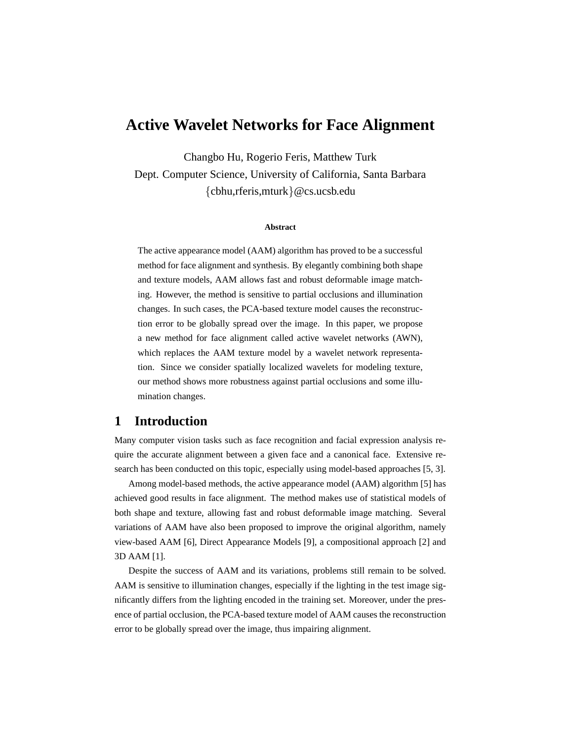# Active Wavelet Networks for Face Alignment

Changbo Hu, Rogerio Feris, Matthew Turk

Dept. Computer Science, University of California, Santa Barbara

{cbhu,rferis,mturk}@cs.ucsb.edu

**Abstract**

The active appearance model (AAM) algorithm has proved to be a successful method for face alignment and synthesis. By elegantly combining both shape and texture models, AAM allows fast and robust deformable image matching. However, the method is sensitive to partial occlusions and illumination changes. In such cases, the PCA-based texture model causes the reconstruction error to be globally spread over the image. In this paper, we propose a new method for face alignment called active wavelet networks (AWN), which replaces the AAM texture model by a wavelet network representation. Since we consider spatially localized wavelets for modeling texture, our method shows more robustness against partial occlusions and some illumination changes.

## 1 Introduction

Many computer vision tasks such as face recognition and facial expression analysis require the accurate alignment between a given face and a canonical face. Extensive research has been conducted on this topic, especially using model-based approaches [5, 3].

Among model-based methods, the active appearance model (AAM) algorithm [5] has achieved good results in face alignment. The method makes use of statistical models of both shape and texture, allowing fast and robust deformable image matching. Several variations of AAM have also been proposed to improve the original algorithm, namely view-based AAM [6], Direct Appearance Models [9], a compositional approach [2] and 3D AAM [1].

Despite the success of AAM and its variations, problems still remain to be solved. AAM is sensitive to illumination changes, especially if the lighting in the test image significantly differs from the lighting encoded in the training set. Moreover, under the presence of partial occlusion, the PCA-based texture model of AAM causes the reconstruction error to be globally spread over the image, thus impairing alignment.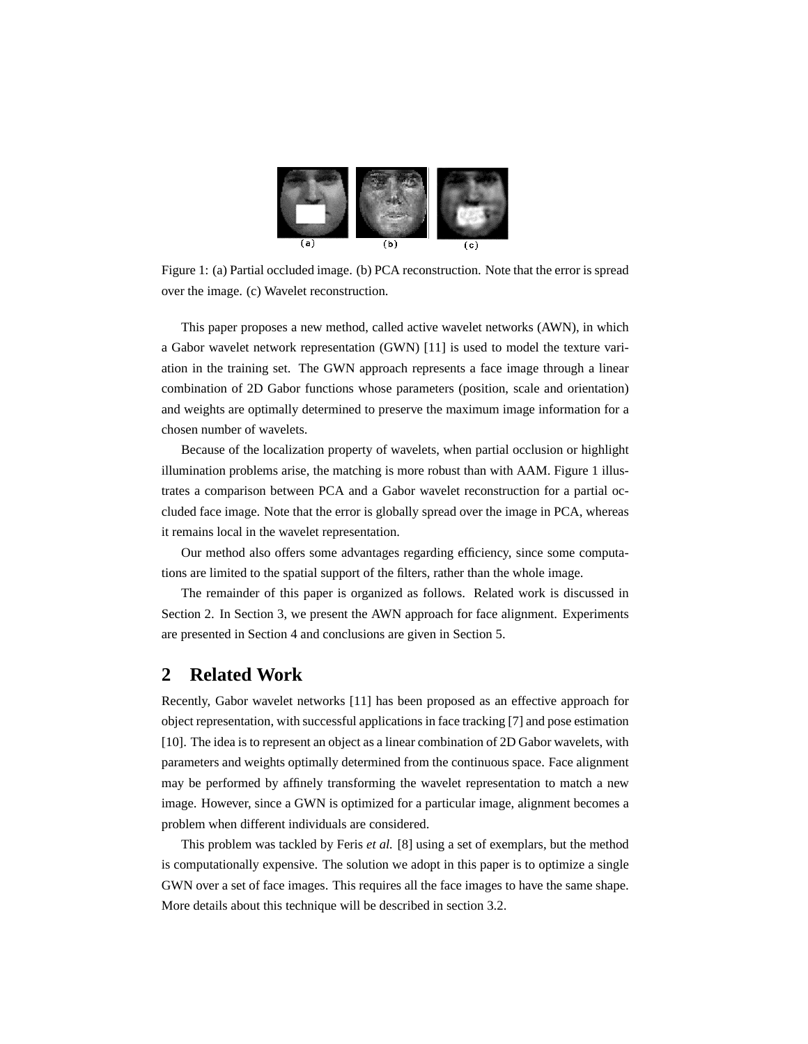Figure 1: (a) Partial occluded image. (b) PCA reconstruction. Note that the error is spread over the image. (c) Wavelet reconstruction.

This paper proposes a new method, called active wavelet networks (AWN), in which a Gabor wavelet network representation (GWN) [11] is used to model the texture variation in the training set. The GWN approach represents a face image through a linear combination of 2D Gabor functions whose parameters (position, scale and orientation) and weights are optimally determined to preserve the maximum image information for a chosen number of wavelets.

Because of the localization property of wavelets, when partial occlusion or highlight illumination problems arise, the matching is more robust than with AAM. Figure 1 illustrates a comparison between PCA and a Gabor wavelet reconstruction for a partial occluded face image. Note that the error is globally spread over the image in PCA, whereas it remains local in the wavelet representation.

Our method also offers some advantages regarding efficiency, since some computations are limited to the spatial support of the filters, rather than the whole image.

The remainder of this paper is organized as follows. Related work is discussed in Section 2. In Section 3, we present the AWN approach for face alignment. Experiments are presented in Section 4 and conclusions are given in Section 5.

## 2 Related Work

Recently, Gabor wavelet networks [11] has been proposed as an effective approach for object representation, with successful applications in face tracking [7] and pose estimation [10]. The idea is to represent an object as a linear combination of 2D Gabor wavelets, with parameters and weights optimally determined from the continuous space. Face alignment may be performed by affinely transforming the wavelet representation to match a new image. However, since a GWN is optimized for a particular image, alignment becomes a problem when different individuals are considered.

This problem was tackled by Feris *et al.* [8] using a set of exemplars, but the method is computationally expensive. The solution we adopt in this paper is to optimize a single GWN over a set of face images. This requires all the face images to have the same shape. More details about this technique will be described in section 3.2.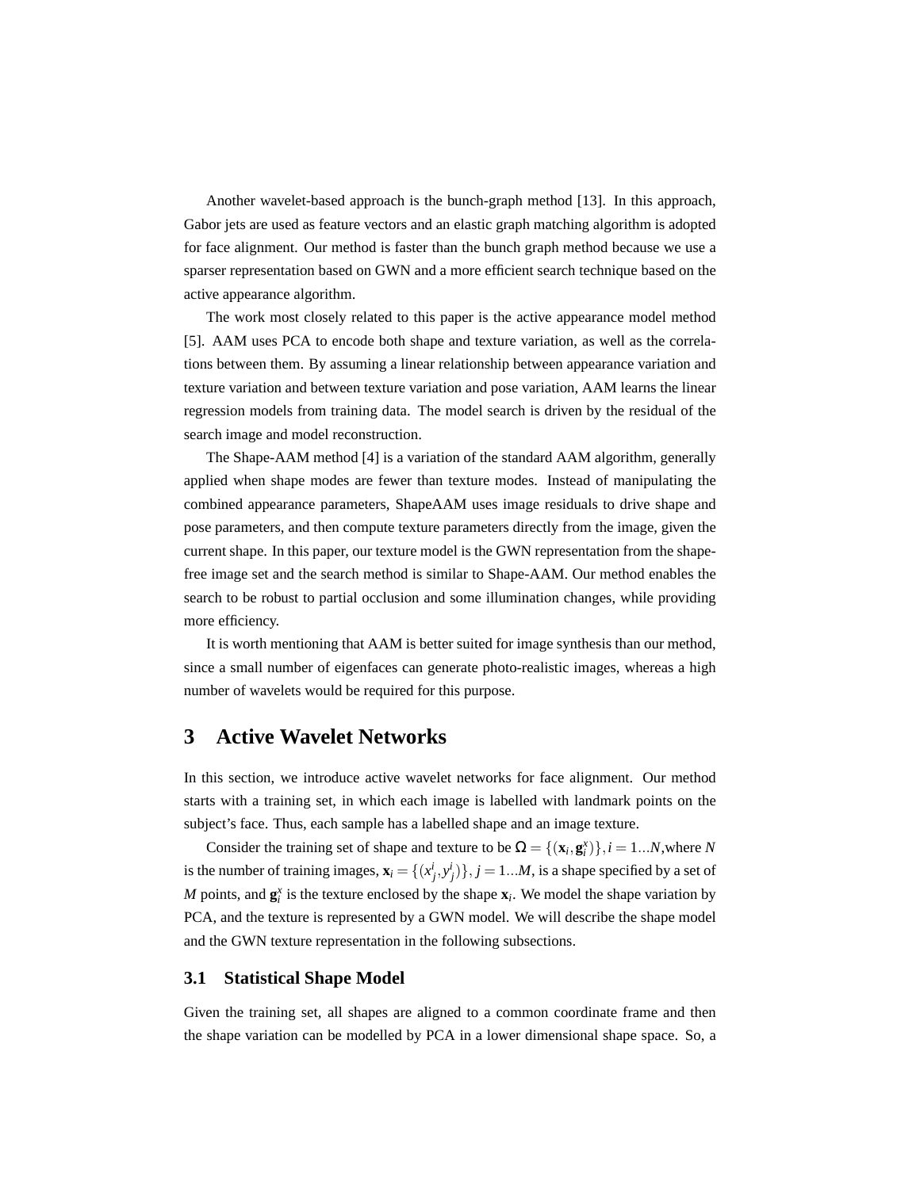Another wavelet-based approach is the bunch-graph method [13]. In this approach, Gabor jets are used as feature vectors and an elastic graph matching algorithm is adopted for face alignment. Our method is faster than the bunch graph method because we use a sparser representation based on GWN and a more efficient search technique based on the active appearance algorithm.

The work most closely related to this paper is the active appearance model method [5]. AAM uses PCA to encode both shape and texture variation, as well as the correlations between them. By assuming a linear relationship between appearance variation and texture variation and between texture variation and pose variation, AAM learns the linear regression models from training data. The model search is driven by the residual of the search image and model reconstruction.

The Shape-AAM method [4] is a variation of the standard AAM algorithm, generally applied when shape modes are fewer than texture modes. Instead of manipulating the combined appearance parameters, ShapeAAM uses image residuals to drive shape and pose parameters, and then compute texture parameters directly from the image, given the current shape. In this paper, our texture model is the GWN representation from the shape-free image set and the search method is similar to Shape-AAM. Our method enables the search to be robust to partial occlusion and some illumination changes, while providing more efficiency.

It is worth mentioning that AAM is better suited for image synthesis than our method, since a small number of eigenfaces can generate photo-realistic images, whereas a high number of wavelets would be required for this purpose.

# 3 Active Wavelet Networks

In this section, we introduce active wavelet networks for face alignment. Our method starts with a training set, in which each image is labelled with landmark points on the subject's face. Thus, each sample has a labelled shape and an image texture.

Consider the training set of shape and texture to be $\Omega = \{(\mathbf{x}_i, \mathbf{g}_i^x)\}, i = 1...N$,where $N$ is the number of training images, $\mathbf{x}_i = \{(x_j^i, y_j^i)\}, j = 1...M$, is a shape specified by a set of $M$ points, and $\mathbf{g}_i^x$ is the texture enclosed by the shape $\mathbf{x}_i$. We model the shape variation by PCA, and the texture is represented by a GWN model. We will describe the shape model and the GWN texture representation in the following subsections.

## 3.1 Statistical Shape Model

Given the training set, all shapes are aligned to a common coordinate frame and then the shape variation can be modelled by PCA in a lower dimensional shape space. So, a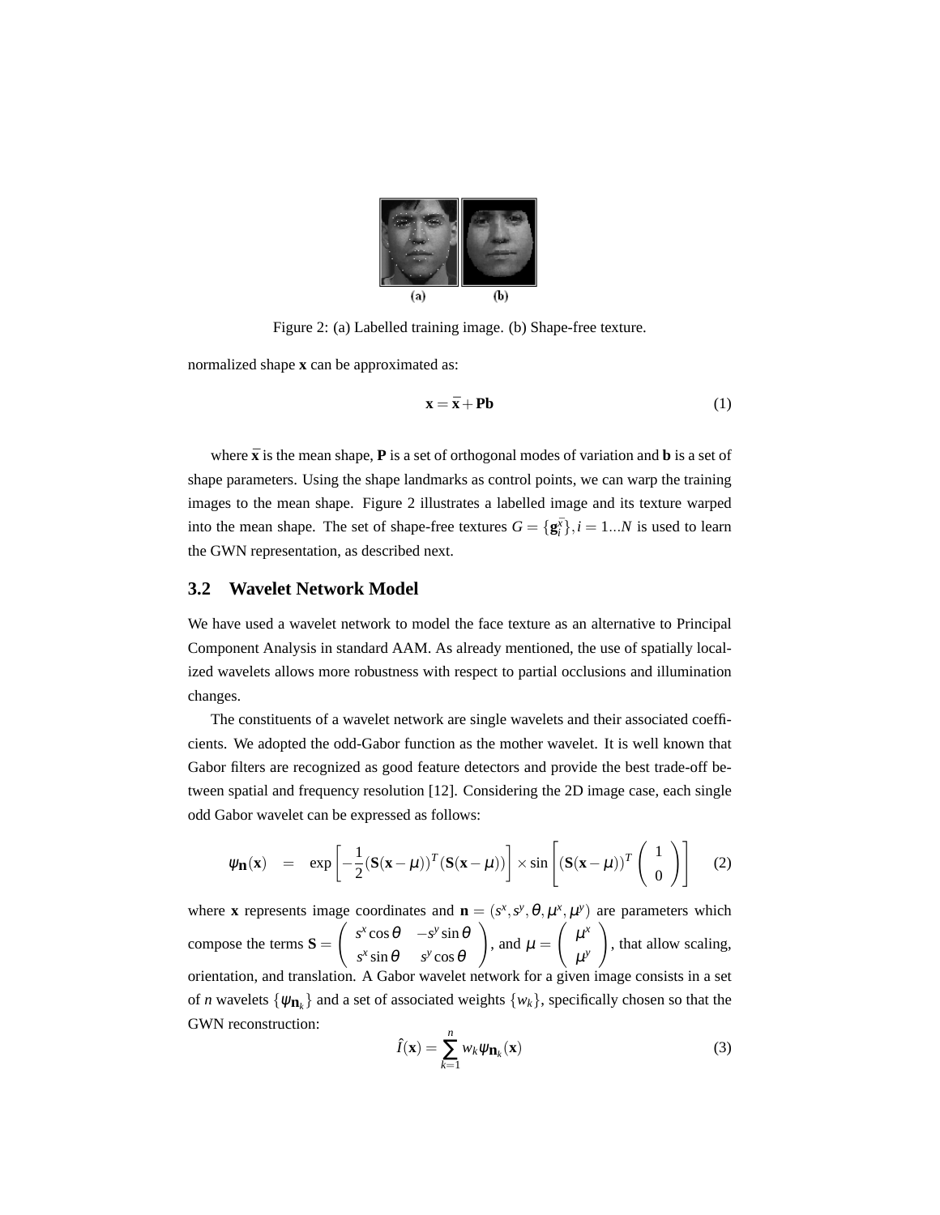Figure 2: (a) Labelled training image. (b) Shape-free texture.

normalized shape $\mathbf{x}$ can be approximated as:

$$\mathbf{x} = \bar{\mathbf{x}} + \mathbf{P}\mathbf{b} \tag{1}$$

where $\bar{\mathbf{x}}$ is the mean shape, $\mathbf{P}$ is a set of orthogonal modes of variation and $\mathbf{b}$ is a set of shape parameters. Using the shape landmarks as control points, we can warp the training images to the mean shape. Figure 2 illustrates a labelled image and its texture warped into the mean shape. The set of shape-free textures $G = \{\mathbf{g}_i^{\bar{x}}\}, i = 1...N$ is used to learn the GWN representation, as described next.

### 3.2 Wavelet Network Model

We have used a wavelet network to model the face texture as an alternative to Principal Component Analysis in standard AAM. As already mentioned, the use of spatially localized wavelets allows more robustness with respect to partial occlusions and illumination changes.

The constituents of a wavelet network are single wavelets and their associated coefficients. We adopted the odd-Gabor function as the mother wavelet. It is well known that Gabor filters are recognized as good feature detectors and provide the best trade-off between spatial and frequency resolution [12]. Considering the 2D image case, each single odd Gabor wavelet can be expressed as follows:

$$\psi_{\mathbf{n}}(\mathbf{x}) = \exp\left[-\frac{1}{2}(\mathbf{S}(\mathbf{x}-\mu))^T(\mathbf{S}(\mathbf{x}-\mu))\right] \times \sin\left[(\mathbf{S}(\mathbf{x}-\mu))^T \begin{pmatrix} 1 \\ 0 \end{pmatrix}\right] \tag{2}$$

where $\mathbf{x}$ represents image coordinates and $\mathbf{n} = (s^x, s^y, \theta, \mu^x, \mu^y)$ are parameters which compose the terms $\mathbf{S} = \begin{pmatrix} s^x \cos\theta & -s^y \sin\theta \\ s^x \sin\theta & s^y \cos\theta \end{pmatrix}$, and $\mu = \begin{pmatrix} \mu^x \\ \mu^y \end{pmatrix}$, that allow scaling, orientation, and translation. A Gabor wavelet network for a given image consists in a set of $n$ wavelets $\{\psi_{\mathbf{n}_k}\}$ and a set of associated weights $\{w_k\}$, specifically chosen so that the GWN reconstruction:

$$\hat{I}(\mathbf{x}) = \sum_{k=1}^{n} w_k \psi_{\mathbf{n}_k}(\mathbf{x}) \tag{3}$$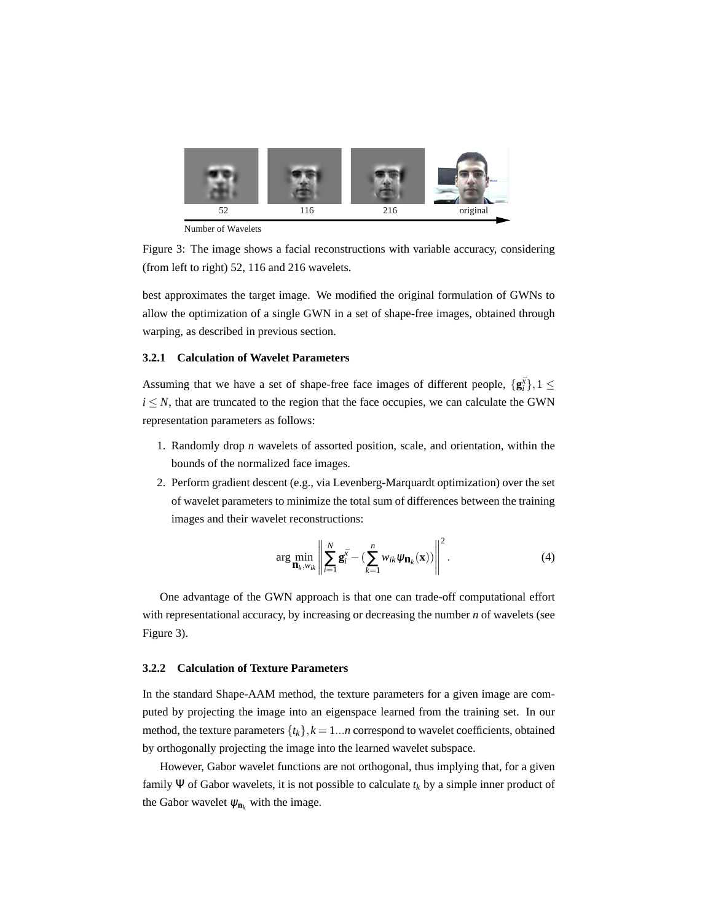Figure 3: The image shows a facial reconstructions with variable accuracy, considering (from left to right) 52, 116 and 216 wavelets.

best approximates the target image. We modified the original formulation of GWNs to allow the optimization of a single GWN in a set of shape-free images, obtained through warping, as described in previous section.

### 3.2.1 Calculation of Wavelet Parameters

Assuming that we have a set of shape-free face images of different people, $\{\mathbf{g}_i^{\bar{x}}\}, 1 \leq i \leq N$, that are truncated to the region that the face occupies, we can calculate the GWN representation parameters as follows:

1. Randomly drop $n$ wavelets of assorted position, scale, and orientation, within the bounds of the normalized face images.
2. Perform gradient descent (e.g., via Levenberg-Marquardt optimization) over the set of wavelet parameters to minimize the total sum of differences between the training images and their wavelet reconstructions:

$$\arg\min_{\mathbf{n}_k, w_{ik}} \left\| \sum_{i=1}^{N} \mathbf{g}_i^{\bar{x}} - \left( \sum_{k=1}^{n} w_{ik} \psi_{\mathbf{n}_k}(\mathbf{x}) \right) \right\|^2 . \tag{4}$$

One advantage of the GWN approach is that one can trade-off computational effort with representational accuracy, by increasing or decreasing the number $n$ of wavelets (see Figure 3).

### 3.2.2 Calculation of Texture Parameters

In the standard Shape-AAM method, the texture parameters for a given image are computed by projecting the image into an eigenspace learned from the training set. In our method, the texture parameters $\{t_k\}, k = 1...n$ correspond to wavelet coefficients, obtained by orthogonally projecting the image into the learned wavelet subspace.

However, Gabor wavelet functions are not orthogonal, thus implying that, for a given family $\Psi$ of Gabor wavelets, it is not possible to calculate $t_k$ by a simple inner product of the Gabor wavelet $\psi_{\mathbf{n}_k}$ with the image.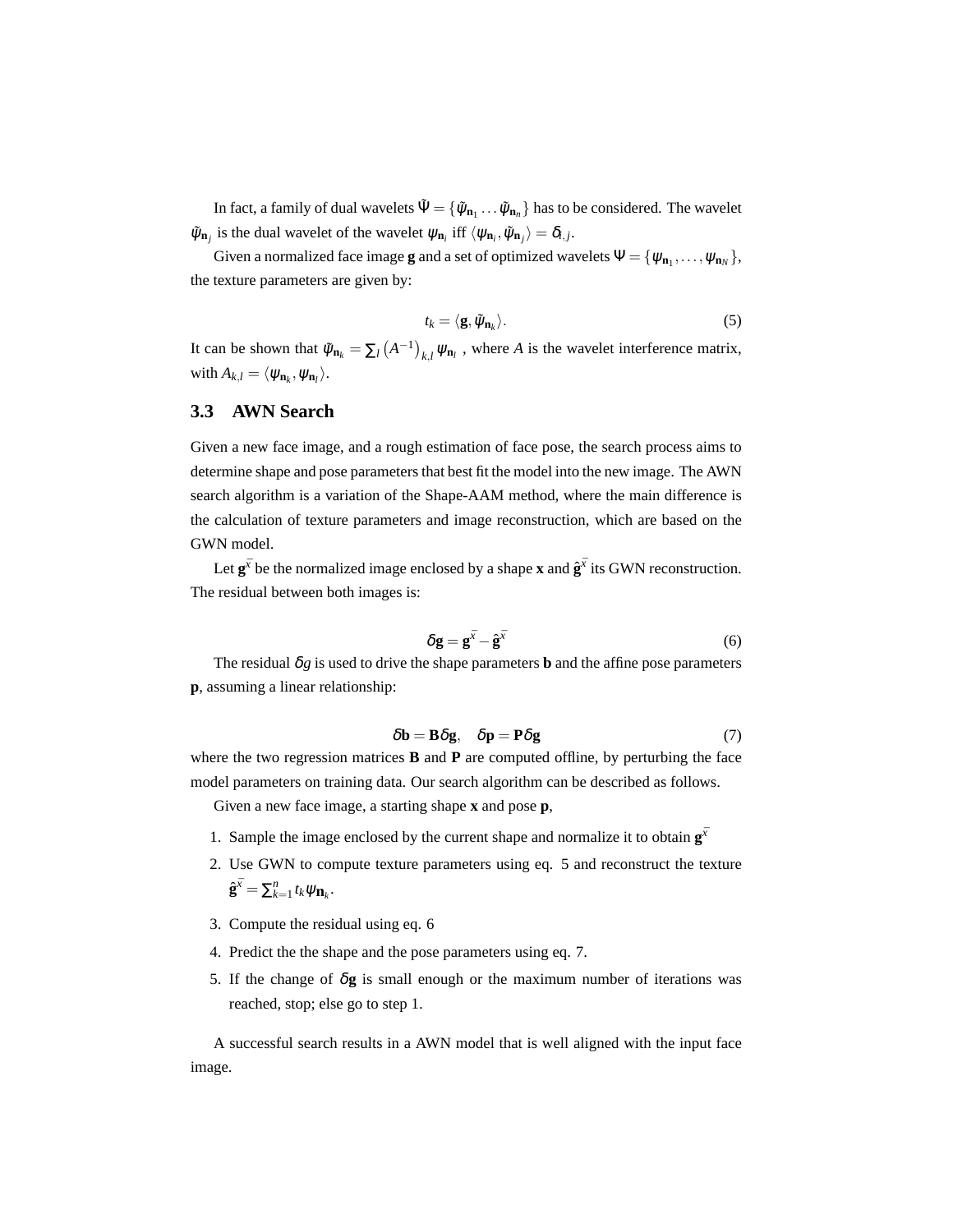In fact, a family of dual wavelets $\tilde{\Psi} = \{\tilde{\psi}_{\mathbf{n}_1} \dots \tilde{\psi}_{\mathbf{n}_n}\}$ has to be considered. The wavelet $\tilde{\psi}_{\mathbf{n}_j}$ is the dual wavelet of the wavelet $\psi_{\mathbf{n}_i}$ iff $\langle \psi_{\mathbf{n}_i}, \tilde{\psi}_{\mathbf{n}_j} \rangle = \delta_{i,j}$.

Given a normalized face image $\mathbf{g}$ and a set of optimized wavelets $\Psi = \{\psi_{\mathbf{n}_1}, \dots, \psi_{\mathbf{n}_N}\}$, the texture parameters are given by:

$$t_k = \langle \mathbf{g}, \tilde{\psi}_{\mathbf{n}_k} \rangle. \tag{5}$$

It can be shown that $\tilde{\psi}_{\mathbf{n}_k} = \sum_l \left(A^{-1}\right)_{k,l} \psi_{\mathbf{n}_l}$ , where $A$ is the wavelet interference matrix, with $A_{k,l} = \langle \psi_{\mathbf{n}_k}, \psi_{\mathbf{n}_l} \rangle$.

### 3.3 AWN Search

Given a new face image, and a rough estimation of face pose, the search process aims to determine shape and pose parameters that best fit the model into the new image. The AWN search algorithm is a variation of the Shape-AAM method, where the main difference is the calculation of texture parameters and image reconstruction, which are based on the GWN model.

Let $\mathbf{g}^{\bar{x}}$ be the normalized image enclosed by a shape $\mathbf{x}$ and $\hat{\mathbf{g}}^{\bar{x}}$ its GWN reconstruction. The residual between both images is:

$$\delta \mathbf{g} = \mathbf{g}^{\bar{x}} - \hat{\mathbf{g}}^{\bar{x}} \tag{6}$$

The residual $\delta g$ is used to drive the shape parameters $\mathbf{b}$ and the affine pose parameters $\mathbf{p}$, assuming a linear relationship:

$$\delta \mathbf{b} = \mathbf{B} \delta \mathbf{g}, \quad \delta \mathbf{p} = \mathbf{P} \delta \mathbf{g} \tag{7}$$

where the two regression matrices $\mathbf{B}$ and $\mathbf{P}$ are computed offline, by perturbing the face model parameters on training data. Our search algorithm can be described as follows.

Given a new face image, a starting shape $\mathbf{x}$ and pose $\mathbf{p}$,

1. Sample the image enclosed by the current shape and normalize it to obtain $\mathbf{g}^{\bar{x}}$
2. Use GWN to compute texture parameters using eq. 5 and reconstruct the texture $\hat{\mathbf{g}}^{\bar{x}} = \sum_{k=1}^{n} t_k \psi_{\mathbf{n}_k}$.
3. Compute the residual using eq. 6
4. Predict the the shape and the pose parameters using eq. 7.
5. If the change of $\delta \mathbf{g}$ is small enough or the maximum number of iterations was reached, stop; else go to step 1.

A successful search results in a AWN model that is well aligned with the input face image.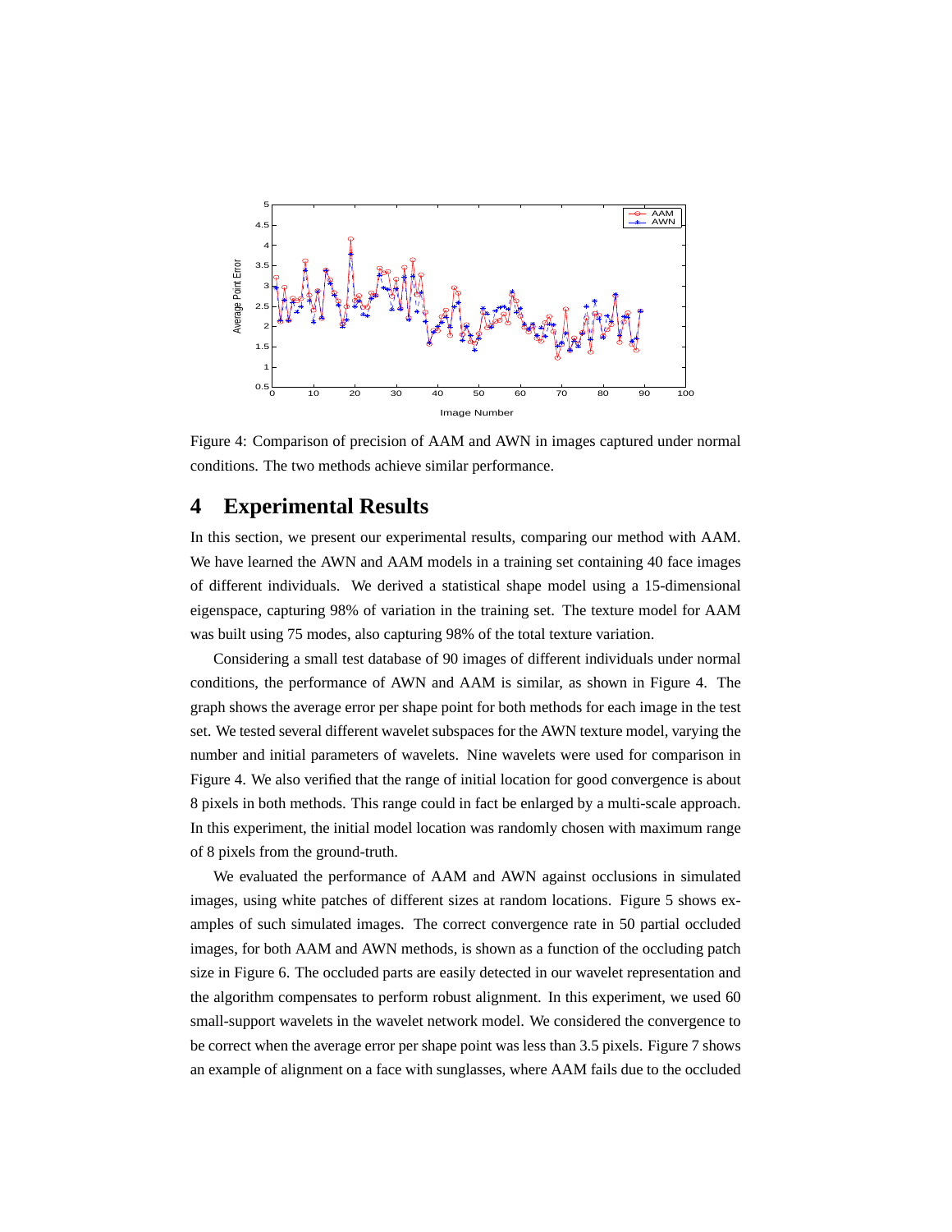Figure 4: Comparison of precision of AAM and AWN in images captured under normal conditions. The two methods achieve similar performance.

## 4 Experimental Results

In this section, we present our experimental results, comparing our method with AAM. We have learned the AWN and AAM models in a training set containing 40 face images of different individuals. We derived a statistical shape model using a 15-dimensional eigenspace, capturing 98% of variation in the training set. The texture model for AAM was built using 75 modes, also capturing 98% of the total texture variation.

Considering a small test database of 90 images of different individuals under normal conditions, the performance of AWN and AAM is similar, as shown in Figure 4. The graph shows the average error per shape point for both methods for each image in the test set. We tested several different wavelet subspaces for the AWN texture model, varying the number and initial parameters of wavelets. Nine wavelets were used for comparison in Figure 4. We also verified that the range of initial location for good convergence is about 8 pixels in both methods. This range could in fact be enlarged by a multi-scale approach. In this experiment, the initial model location was randomly chosen with maximum range of 8 pixels from the ground-truth.

We evaluated the performance of AAM and AWN against occlusions in simulated images, using white patches of different sizes at random locations. Figure 5 shows examples of such simulated images. The correct convergence rate in 50 partial occluded images, for both AAM and AWN methods, is shown as a function of the occluding patch size in Figure 6. The occluded parts are easily detected in our wavelet representation and the algorithm compensates to perform robust alignment. In this experiment, we used 60 small-support wavelets in the wavelet network model. We considered the convergence to be correct when the average error per shape point was less than 3.5 pixels. Figure 7 shows an example of alignment on a face with sunglasses, where AAM fails due to the occluded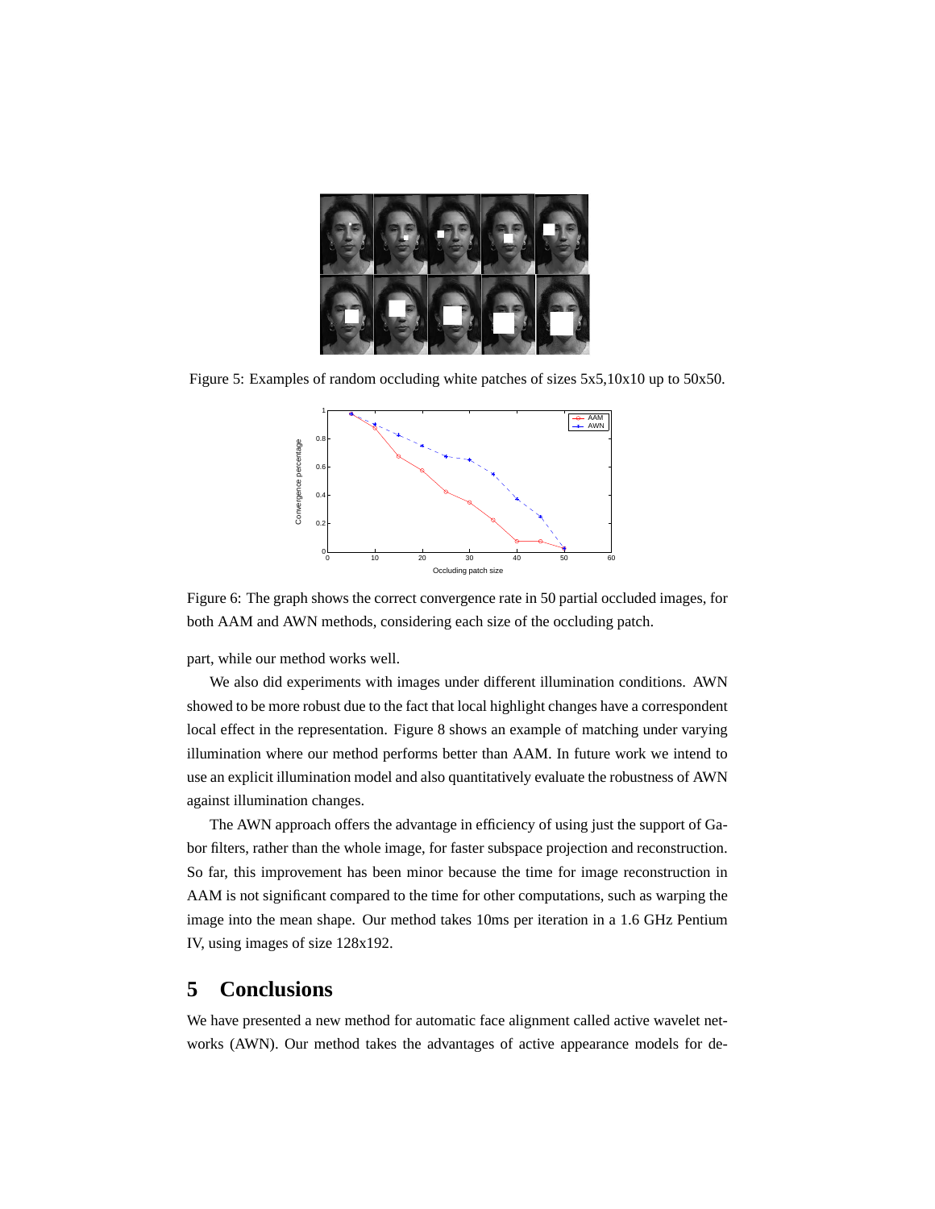Figure 5: Examples of random occluding white patches of sizes 5x5,10x10 up to 50x50.

Figure 6: The graph shows the correct convergence rate in 50 partial occluded images, for both AAM and AWN methods, considering each size of the occluding patch.

part, while our method works well.

We also did experiments with images under different illumination conditions. AWN showed to be more robust due to the fact that local highlight changes have a correspondent local effect in the representation. Figure 8 shows an example of matching under varying illumination where our method performs better than AAM. In future work we intend to use an explicit illumination model and also quantitatively evaluate the robustness of AWN against illumination changes.

The AWN approach offers the advantage in efficiency of using just the support of Gabor filters, rather than the whole image, for faster subspace projection and reconstruction. So far, this improvement has been minor because the time for image reconstruction in AAM is not significant compared to the time for other computations, such as warping the image into the mean shape. Our method takes 10ms per iteration in a 1.6 GHz Pentium IV, using images of size 128x192.

## 5 Conclusions

We have presented a new method for automatic face alignment called active wavelet networks (AWN). Our method takes the advantages of active appearance models for de-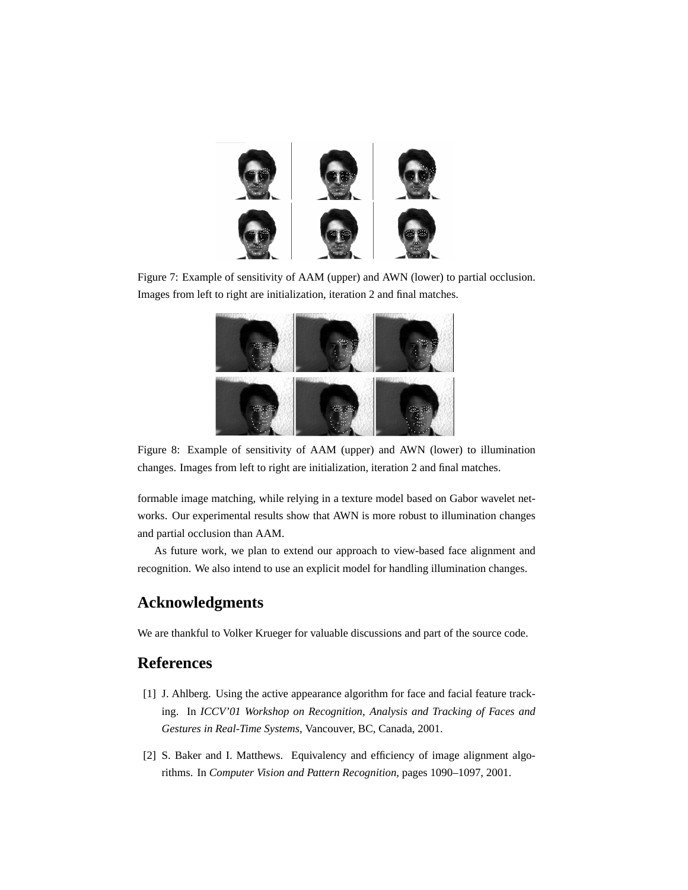Figure 7: Example of sensitivity of AAM (upper) and AWN (lower) to partial occlusion. Images from left to right are initialization, iteration 2 and final matches.

Figure 8: Example of sensitivity of AAM (upper) and AWN (lower) to illumination changes. Images from left to right are initialization, iteration 2 and final matches.

formable image matching, while relying in a texture model based on Gabor wavelet networks. Our experimental results show that AWN is more robust to illumination changes and partial occlusion than AAM.

As future work, we plan to extend our approach to view-based face alignment and recognition. We also intend to use an explicit model for handling illumination changes.

## Acknowledgments

We are thankful to Volker Krueger for valuable discussions and part of the source code.

## References

[1] J. Ahlberg. Using the active appearance algorithm for face and facial feature tracking. In *ICCV'01 Workshop on Recognition, Analysis and Tracking of Faces and Gestures in Real-Time Systems*, Vancouver, BC, Canada, 2001.

[2] S. Baker and I. Matthews. Equivalency and efficiency of image alignment algorithms. In *Computer Vision and Pattern Recognition*, pages 1090–1097, 2001.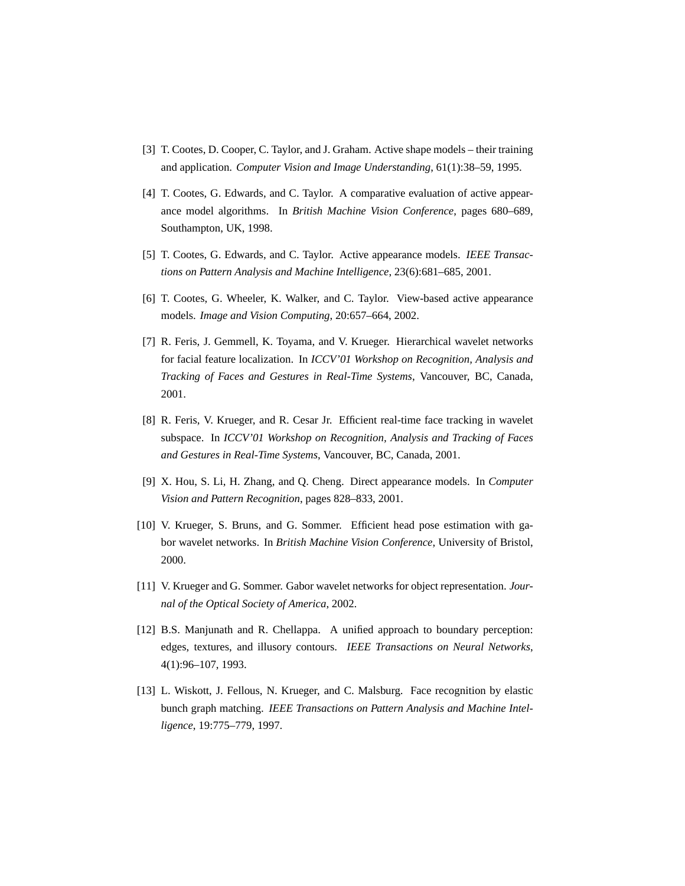[3] T. Cootes, D. Cooper, C. Taylor, and J. Graham. Active shape models – their training and application. *Computer Vision and Image Understanding*, 61(1):38–59, 1995.

[4] T. Cootes, G. Edwards, and C. Taylor. A comparative evaluation of active appearance model algorithms. In *British Machine Vision Conference*, pages 680–689, Southampton, UK, 1998.

[5] T. Cootes, G. Edwards, and C. Taylor. Active appearance models. *IEEE Transactions on Pattern Analysis and Machine Intelligence*, 23(6):681–685, 2001.

[6] T. Cootes, G. Wheeler, K. Walker, and C. Taylor. View-based active appearance models. *Image and Vision Computing*, 20:657–664, 2002.

[7] R. Feris, J. Gemmell, K. Toyama, and V. Krueger. Hierarchical wavelet networks for facial feature localization. In *ICCV'01 Workshop on Recognition, Analysis and Tracking of Faces and Gestures in Real-Time Systems*, Vancouver, BC, Canada, 2001.

[8] R. Feris, V. Krueger, and R. Cesar Jr. Efficient real-time face tracking in wavelet subspace. In *ICCV'01 Workshop on Recognition, Analysis and Tracking of Faces and Gestures in Real-Time Systems*, Vancouver, BC, Canada, 2001.

[9] X. Hou, S. Li, H. Zhang, and Q. Cheng. Direct appearance models. In *Computer Vision and Pattern Recognition*, pages 828–833, 2001.

[10] V. Krueger, S. Bruns, and G. Sommer. Efficient head pose estimation with gabor wavelet networks. In *British Machine Vision Conference*, University of Bristol, 2000.

[11] V. Krueger and G. Sommer. Gabor wavelet networks for object representation. *Journal of the Optical Society of America*, 2002.

[12] B.S. Manjunath and R. Chellappa. A unified approach to boundary perception: edges, textures, and illusory contours. *IEEE Transactions on Neural Networks*, 4(1):96–107, 1993.

[13] L. Wiskott, J. Fellous, N. Krueger, and C. Malsburg. Face recognition by elastic bunch graph matching. *IEEE Transactions on Pattern Analysis and Machine Intelligence*, 19:775–779, 1997.